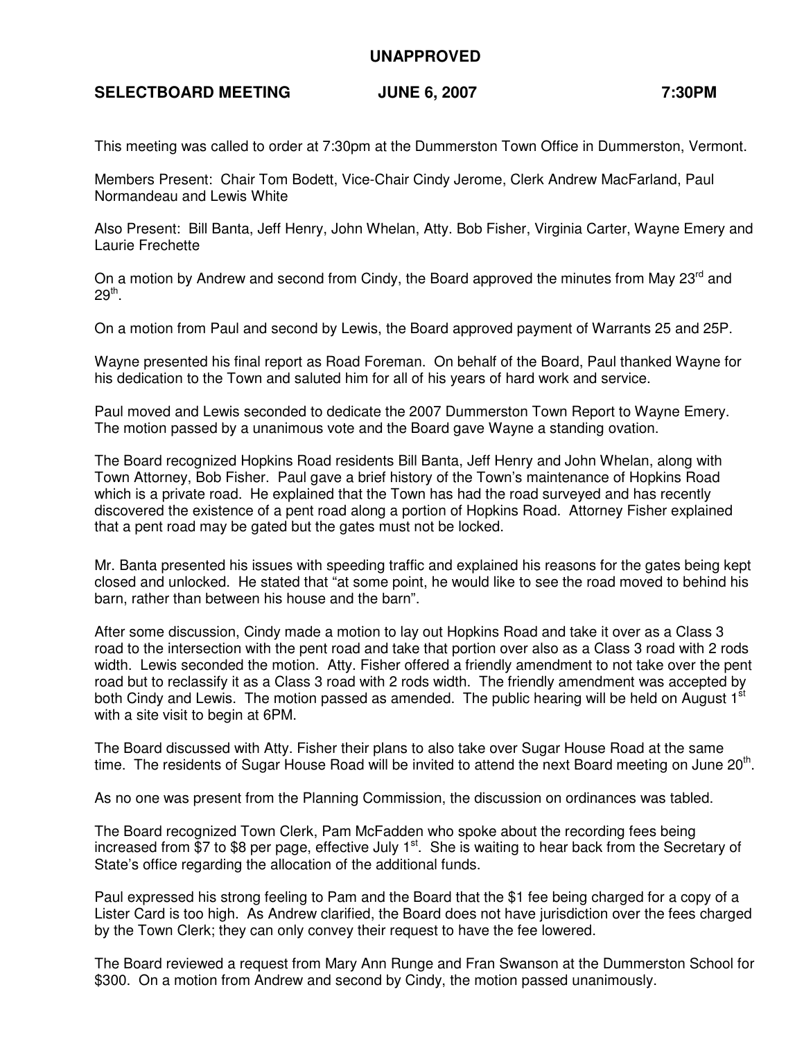**UNAPPROVED**

**SELECTBOARD MEETING JUNE 6, 2007 7:30PM**

This meeting was called to order at 7:30pm at the Dummerston Town Office in Dummerston, Vermont.

Members Present: Chair Tom Bodett, Vice-Chair Cindy Jerome, Clerk Andrew MacFarland, Paul Normandeau and Lewis White

Also Present: Bill Banta, Jeff Henry, John Whelan, Atty. Bob Fisher, Virginia Carter, Wayne Emery and Laurie Frechette

On a motion by Andrew and second from Cindy, the Board approved the minutes from May 23rd and 29th.

On a motion from Paul and second by Lewis, the Board approved payment of Warrants 25 and 25P.

Wayne presented his final report as Road Foreman. On behalf of the Board, Paul thanked Wayne for his dedication to the Town and saluted him for all of his years of hard work and service.

Paul moved and Lewis seconded to dedicate the 2007 Dummerston Town Report to Wayne Emery. The motion passed by a unanimous vote and the Board gave Wayne a standing ovation.

The Board recognized Hopkins Road residents Bill Banta, Jeff Henry and John Whelan, along with Town Attorney, Bob Fisher. Paul gave a brief history of the Town's maintenance of Hopkins Road which is a private road. He explained that the Town has had the road surveyed and has recently discovered the existence of a pent road along a portion of Hopkins Road. Attorney Fisher explained that a pent road may be gated but the gates must not be locked.

Mr. Banta presented his issues with speeding traffic and explained his reasons for the gates being kept closed and unlocked. He stated that "at some point, he would like to see the road moved to behind his barn, rather than between his house and the barn".

After some discussion, Cindy made a motion to lay out Hopkins Road and take it over as a Class 3 road to the intersection with the pent road and take that portion over also as a Class 3 road with 2 rods width. Lewis seconded the motion. Atty. Fisher offered a friendly amendment to not take over the pent road but to reclassify it as a Class 3 road with 2 rods width. The friendly amendment was accepted by both Cindy and Lewis. The motion passed as amended. The public hearing will be held on August 1st with a site visit to begin at 6PM.

The Board discussed with Atty. Fisher their plans to also take over Sugar House Road at the same time. The residents of Sugar House Road will be invited to attend the next Board meeting on June 20th.

As no one was present from the Planning Commission, the discussion on ordinances was tabled.

The Board recognized Town Clerk, Pam McFadden who spoke about the recording fees being increased from $7 to $8 per page, effective July 1st. She is waiting to hear back from the Secretary of State's office regarding the allocation of the additional funds.

Paul expressed his strong feeling to Pam and the Board that the $1 fee being charged for a copy of a Lister Card is too high. As Andrew clarified, the Board does not have jurisdiction over the fees charged by the Town Clerk; they can only convey their request to have the fee lowered.

The Board reviewed a request from Mary Ann Runge and Fran Swanson at the Dummerston School for $300. On a motion from Andrew and second by Cindy, the motion passed unanimously.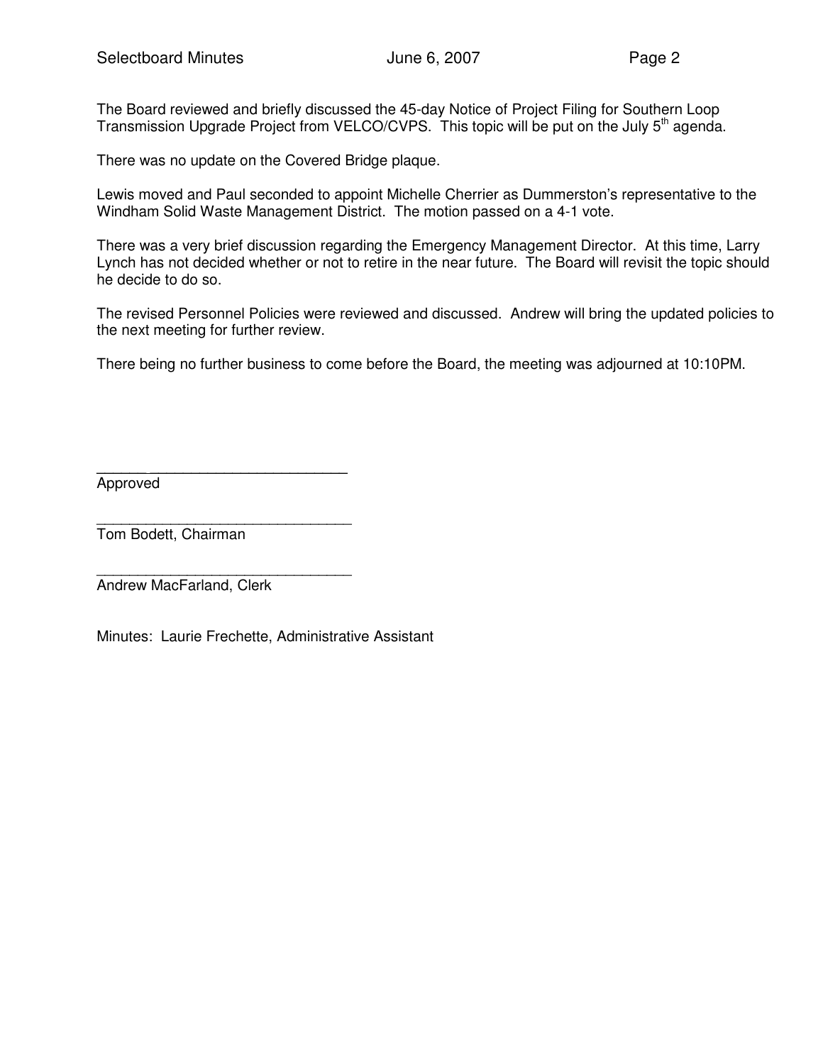The Board reviewed and briefly discussed the 45-day Notice of Project Filing for Southern Loop Transmission Upgrade Project from VELCO/CVPS. This topic will be put on the July 5th agenda.

There was no update on the Covered Bridge plaque.

Lewis moved and Paul seconded to appoint Michelle Cherrier as Dummerston's representative to the Windham Solid Waste Management District. The motion passed on a 4-1 vote.

There was a very brief discussion regarding the Emergency Management Director. At this time, Larry Lynch has not decided whether or not to retire in the near future. The Board will revisit the topic should he decide to do so.

The revised Personnel Policies were reviewed and discussed. Andrew will bring the updated policies to the next meeting for further review.

There being no further business to come before the Board, the meeting was adjourned at 10:10PM.

______________________________
Approved

______________________________
Tom Bodett, Chairman

______________________________
Andrew MacFarland, Clerk

Minutes: Laurie Frechette, Administrative Assistant